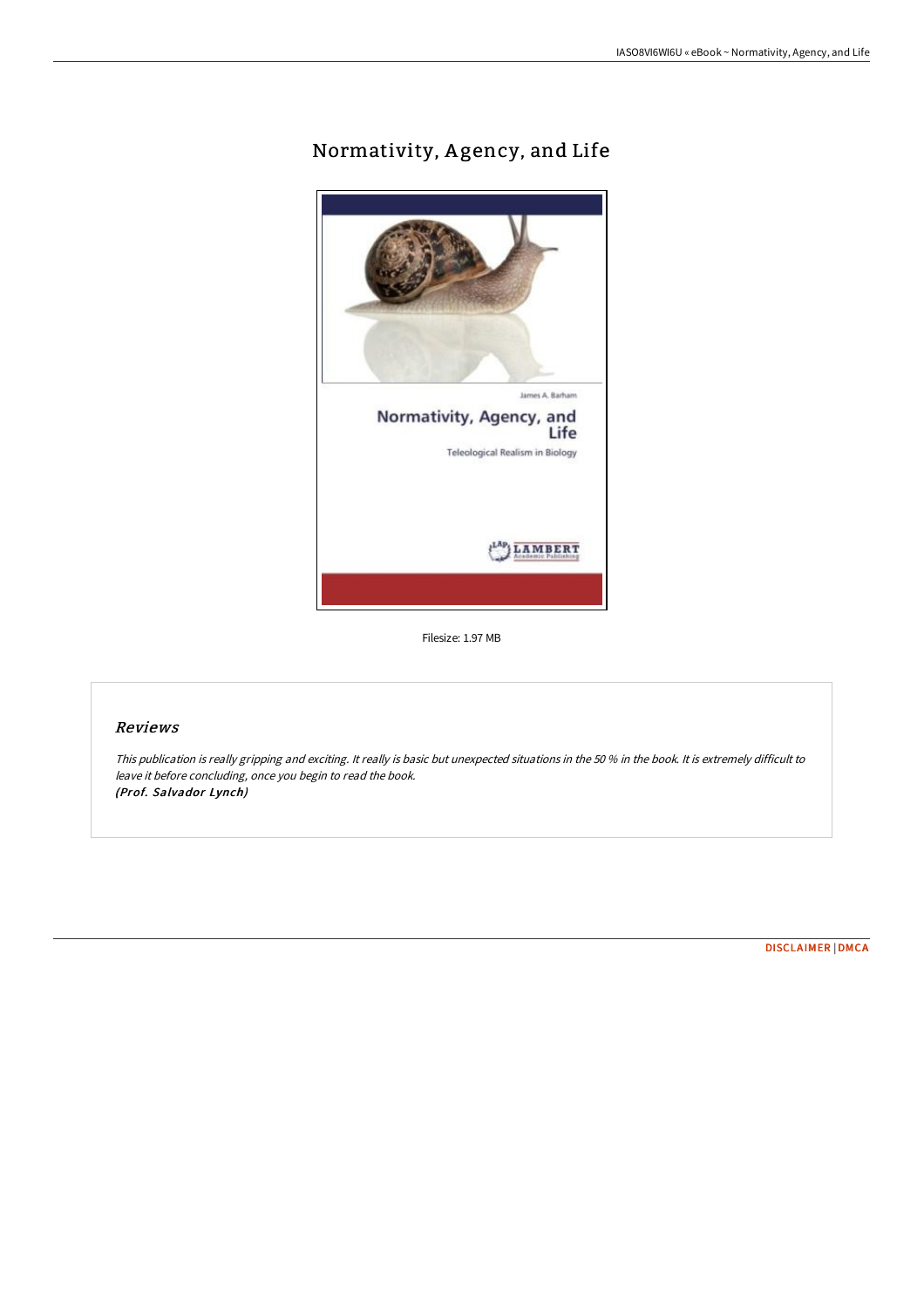# Normativity, Agency, and Life

Filesize: 1.97 MB

## Reviews

*This publication is really gripping and exciting. It really is basic but unexpected situations in the 50 % in the book. It is extremely difficult to leave it before concluding, once you begin to read the book.*
***(Prof. Salvador Lynch)***

DISCLAIMER | DMCA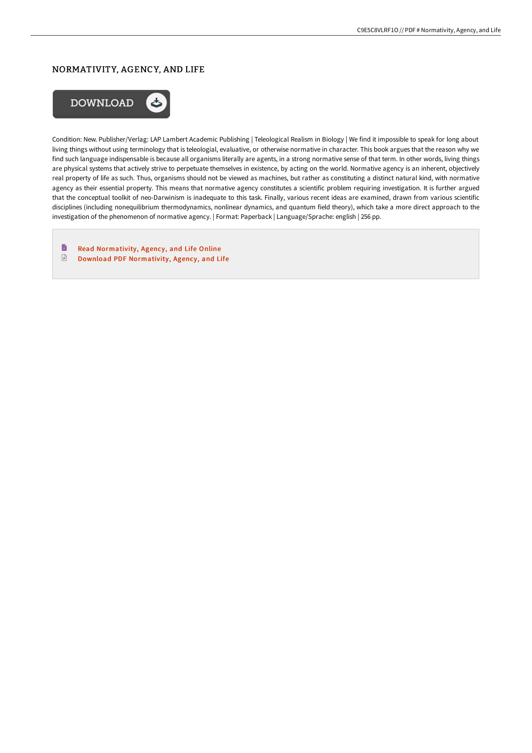# NORMATIVITY, AGENCY, AND LIFE

DOWNLOAD

Condition: New. Publisher/Verlag: LAP Lambert Academic Publishing | Teleological Realism in Biology | We find it impossible to speak for long about living things without using terminology that is teleologial, evaluative, or otherwise normative in character. This book argues that the reason why we find such language indispensable is because all organisms literally are agents, in a strong normative sense of that term. In other words, living things are physical systems that actively strive to perpetuate themselves in existence, by acting on the world. Normative agency is an inherent, objectively real property of life as such. Thus, organisms should not be viewed as machines, but rather as constituting a distinct natural kind, with normative agency as their essential property. This means that normative agency constitutes a scientific problem requiring investigation. It is further argued that the conceptual toolkit of neo-Darwinism is inadequate to this task. Finally, various recent ideas are examined, drawn from various scientific disciplines (including nonequilibrium thermodynamics, nonlinear dynamics, and quantum field theory), which take a more direct approach to the investigation of the phenomenon of normative agency. | Format: Paperback | Language/Sprache: english | 256 pp.

- Read Normativity, Agency, and Life Online
- Download PDF Normativity, Agency, and Life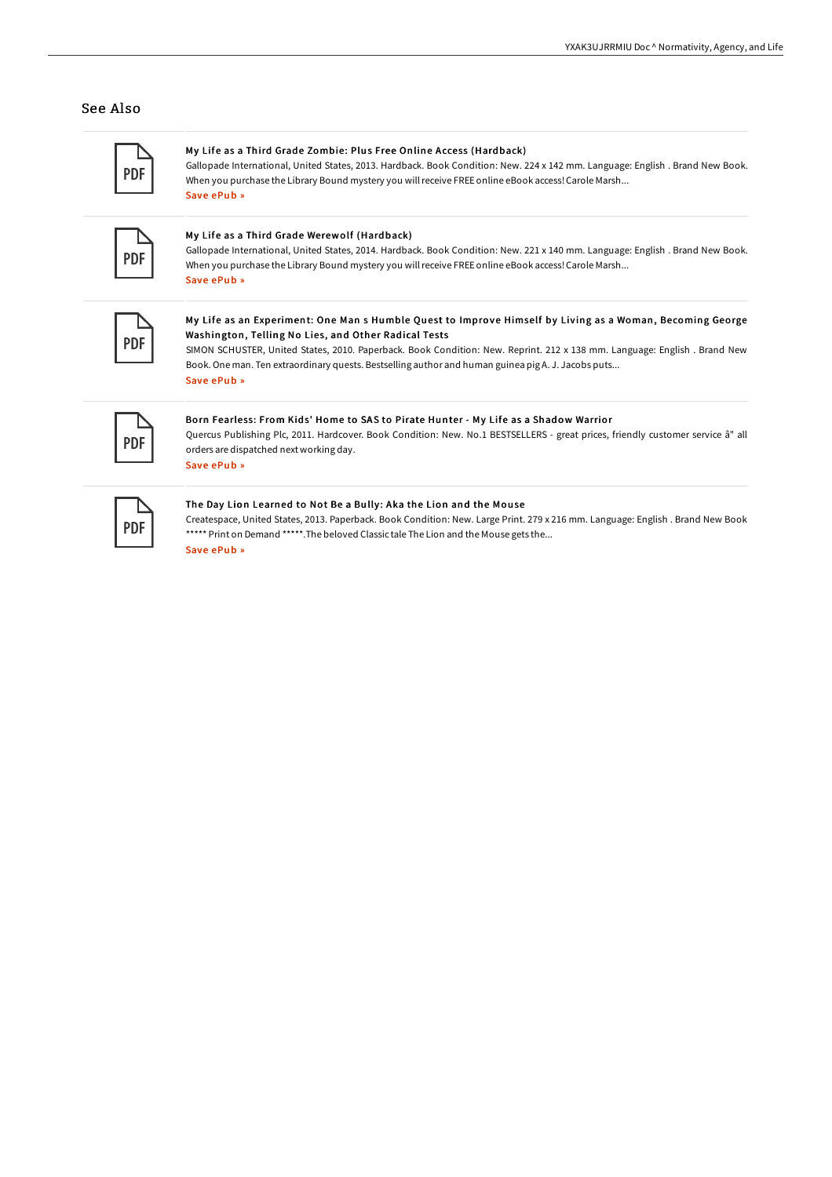## See Also

**My Life as a Third Grade Zombie: Plus Free Online Access (Hardback)**

Gallopade International, United States, 2013. Hardback. Book Condition: New. 224 x 142 mm. Language: English . Brand New Book. When you purchase the Library Bound mystery you will receive FREE online eBook access! Carole Marsh...

Save ePub »

**My Life as a Third Grade Werewolf (Hardback)**

Gallopade International, United States, 2014. Hardback. Book Condition: New. 221 x 140 mm. Language: English . Brand New Book. When you purchase the Library Bound mystery you will receive FREE online eBook access! Carole Marsh...

Save ePub »

**My Life as an Experiment: One Man s Humble Quest to Improve Himself by Living as a Woman, Becoming George Washington, Telling No Lies, and Other Radical Tests**

SIMON SCHUSTER, United States, 2010. Paperback. Book Condition: New. Reprint. 212 x 138 mm. Language: English . Brand New Book. One man. Ten extraordinary quests. Bestselling author and human guinea pig A. J. Jacobs puts...

Save ePub »

**Born Fearless: From Kids' Home to SAS to Pirate Hunter - My Life as a Shadow Warrior**

Quercus Publishing Plc, 2011. Hardcover. Book Condition: New. No.1 BESTSELLERS - great prices, friendly customer service â" all orders are dispatched next working day.

Save ePub »

**The Day Lion Learned to Not Be a Bully: Aka the Lion and the Mouse**

Createspace, United States, 2013. Paperback. Book Condition: New. Large Print. 279 x 216 mm. Language: English . Brand New Book ***** Print on Demand *****.The beloved Classic tale The Lion and the Mouse gets the...

Save ePub »